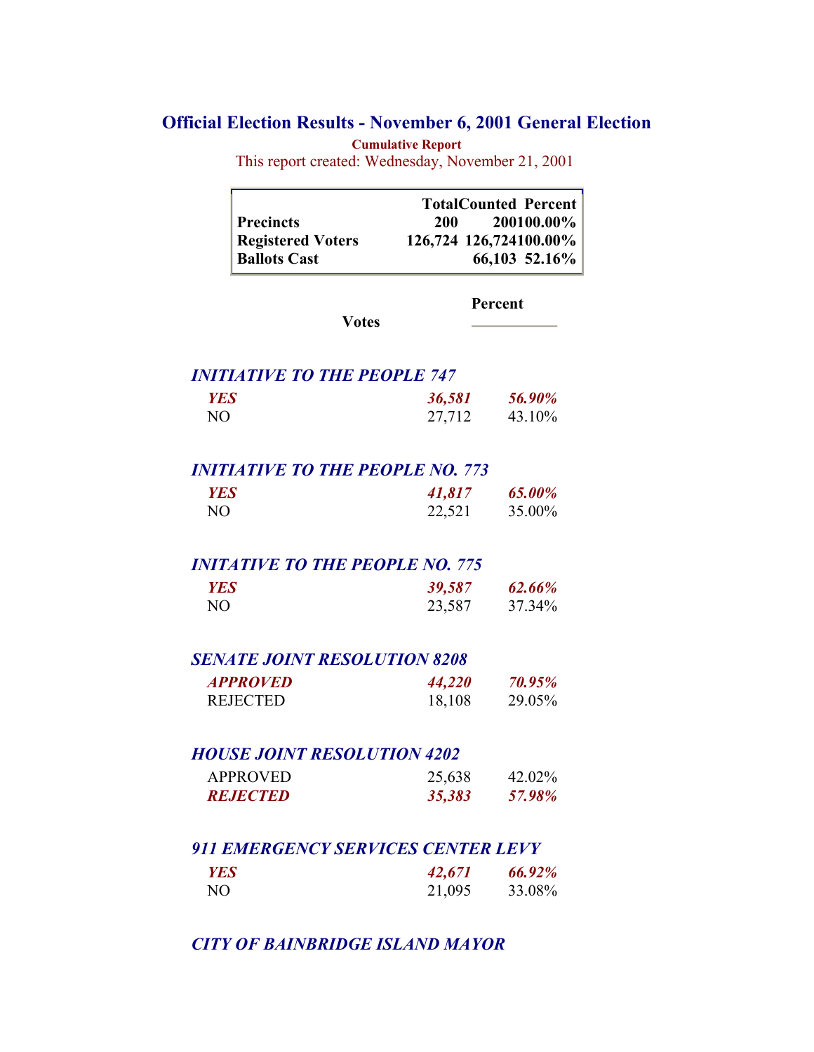# Official Election Results - November 6, 2001 General Election

**Cumulative Report**

This report created: Wednesday, November 21, 2001

| | Total | Counted | Percent |
|---|---|---|---|
| **Precincts** | 200 | 200 | 100.00% |
| **Registered Voters** | 126,724 | 126,724 | 100.00% |
| **Ballots Cast** | | 66,103 | 52.16% |

| | Votes | Percent |
|---|---|---|
| ***INITIATIVE TO THE PEOPLE 747*** | | |
| ***YES*** | ***36,581*** | ***56.90%*** |
| NO | 27,712 | 43.10% |
| ***INITIATIVE TO THE PEOPLE NO. 773*** | | |
| ***YES*** | ***41,817*** | ***65.00%*** |
| NO | 22,521 | 35.00% |
| ***INITATIVE TO THE PEOPLE NO. 775*** | | |
| ***YES*** | ***39,587*** | ***62.66%*** |
| NO | 23,587 | 37.34% |
| ***SENATE JOINT RESOLUTION 8208*** | | |
| ***APPROVED*** | ***44,220*** | ***70.95%*** |
| REJECTED | 18,108 | 29.05% |
| ***HOUSE JOINT RESOLUTION 4202*** | | |
| APPROVED | 25,638 | 42.02% |
| ***REJECTED*** | ***35,383*** | ***57.98%*** |
| ***911 EMERGENCY SERVICES CENTER LEVY*** | | |
| ***YES*** | ***42,671*** | ***66.92%*** |
| NO | 21,095 | 33.08% |

***CITY OF BAINBRIDGE ISLAND MAYOR***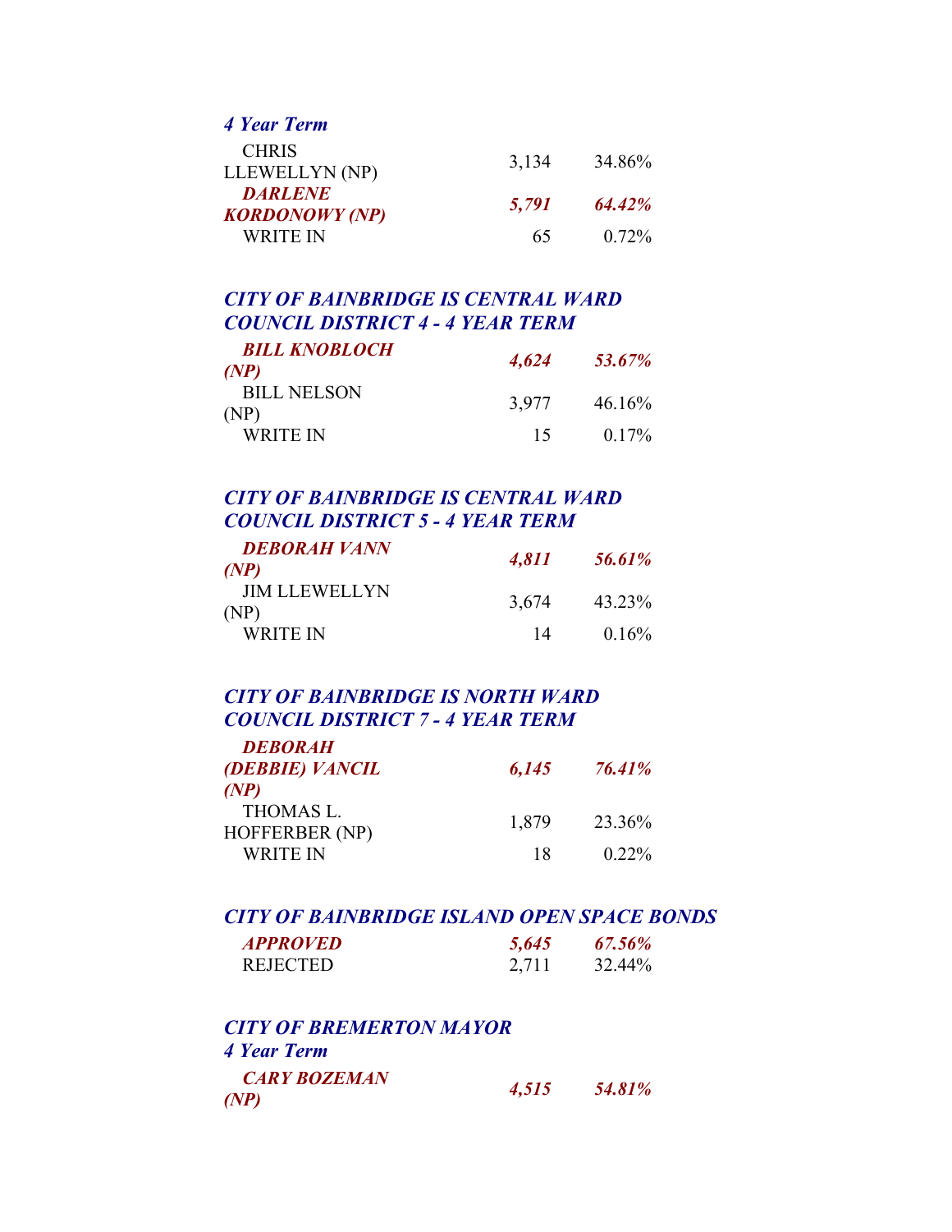### *4 Year Term*

| | | |
|---|---|---|
| CHRIS LLEWELLYN (NP) | 3,134 | 34.86% |
| ***DARLENE KORDONOWY (NP)*** | ***5,791*** | ***64.42%*** |
| WRITE IN | 65 | 0.72% |

### *CITY OF BAINBRIDGE IS CENTRAL WARD COUNCIL DISTRICT 4 - 4 YEAR TERM*

| | | |
|---|---|---|
| ***BILL KNOBLOCH (NP)*** | ***4,624*** | ***53.67%*** |
| BILL NELSON (NP) | 3,977 | 46.16% |
| WRITE IN | 15 | 0.17% |

### *CITY OF BAINBRIDGE IS CENTRAL WARD COUNCIL DISTRICT 5 - 4 YEAR TERM*

| | | |
|---|---|---|
| ***DEBORAH VANN (NP)*** | ***4,811*** | ***56.61%*** |
| JIM LLEWELLYN (NP) | 3,674 | 43.23% |
| WRITE IN | 14 | 0.16% |

### *CITY OF BAINBRIDGE IS NORTH WARD COUNCIL DISTRICT 7 - 4 YEAR TERM*

| | | |
|---|---|---|
| ***DEBORAH (DEBBIE) VANCIL (NP)*** | ***6,145*** | ***76.41%*** |
| THOMAS L. HOFFERBER (NP) | 1,879 | 23.36% |
| WRITE IN | 18 | 0.22% |

### *CITY OF BAINBRIDGE ISLAND OPEN SPACE BONDS*

| | | |
|---|---|---|
| ***APPROVED*** | ***5,645*** | ***67.56%*** |
| REJECTED | 2,711 | 32.44% |

### *CITY OF BREMERTON MAYOR*

### *4 Year Term*

| | | |
|---|---|---|
| ***CARY BOZEMAN (NP)*** | ***4,515*** | ***54.81%*** |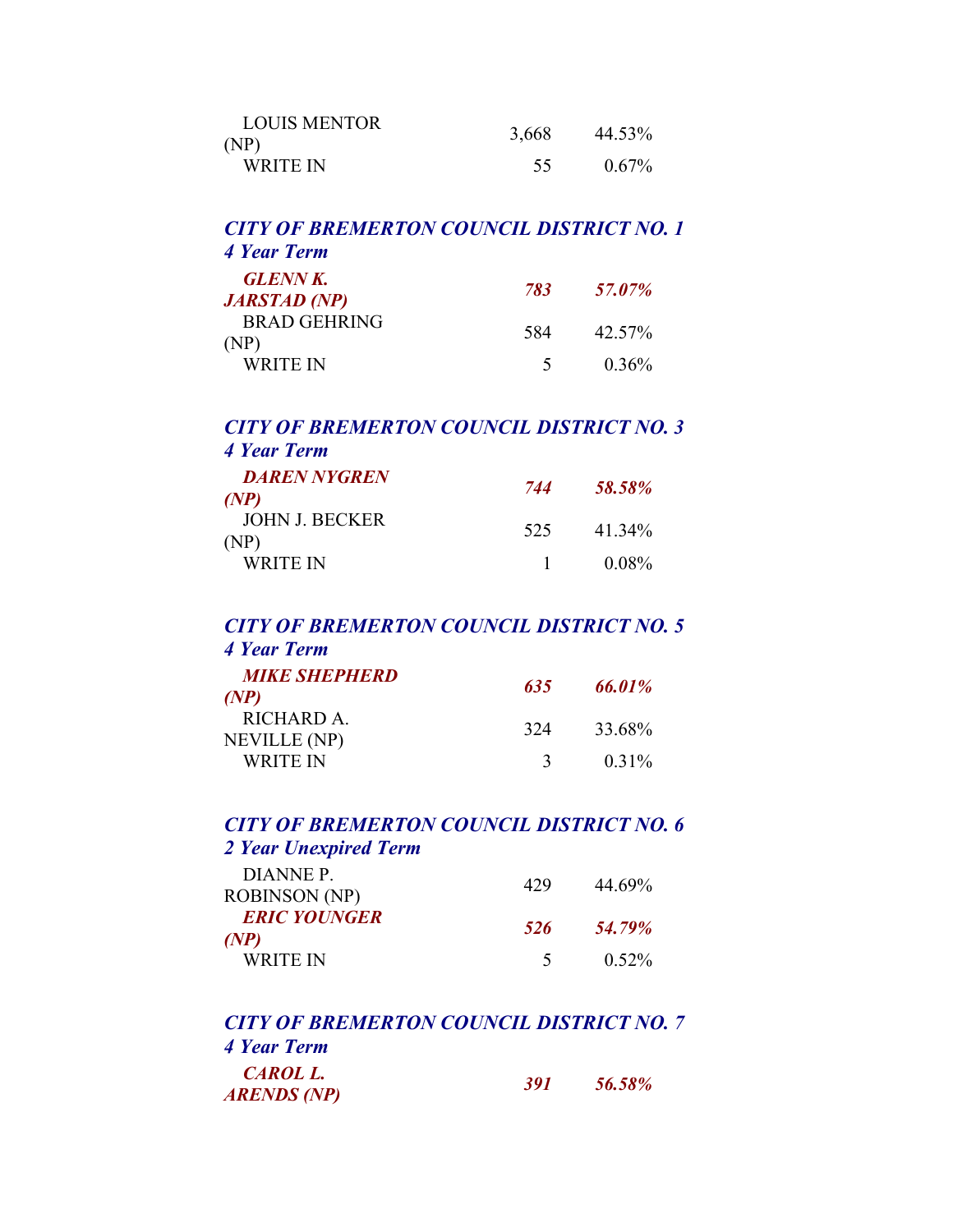| | | |
|---|---|---|
| LOUIS MENTOR (NP) | 3,668 | 44.53% |
| WRITE IN | 55 | 0.67% |

***CITY OF BREMERTON COUNCIL DISTRICT NO. 1***
***4 Year Term***

| | | |
|---|---|---|
| ***GLENN K. JARSTAD (NP)*** | ***783*** | ***57.07%*** |
| BRAD GEHRING (NP) | 584 | 42.57% |
| WRITE IN | 5 | 0.36% |

***CITY OF BREMERTON COUNCIL DISTRICT NO. 3***
***4 Year Term***

| | | |
|---|---|---|
| ***DAREN NYGREN (NP)*** | ***744*** | ***58.58%*** |
| JOHN J. BECKER (NP) | 525 | 41.34% |
| WRITE IN | 1 | 0.08% |

***CITY OF BREMERTON COUNCIL DISTRICT NO. 5***
***4 Year Term***

| | | |
|---|---|---|
| ***MIKE SHEPHERD (NP)*** | ***635*** | ***66.01%*** |
| RICHARD A. NEVILLE (NP) | 324 | 33.68% |
| WRITE IN | 3 | 0.31% |

***CITY OF BREMERTON COUNCIL DISTRICT NO. 6***
***2 Year Unexpired Term***

| | | |
|---|---|---|
| DIANNE P. ROBINSON (NP) | 429 | 44.69% |
| ***ERIC YOUNGER (NP)*** | ***526*** | ***54.79%*** |
| WRITE IN | 5 | 0.52% |

***CITY OF BREMERTON COUNCIL DISTRICT NO. 7***
***4 Year Term***

| | | |
|---|---|---|
| ***CAROL L. ARENDS (NP)*** | ***391*** | ***56.58%*** |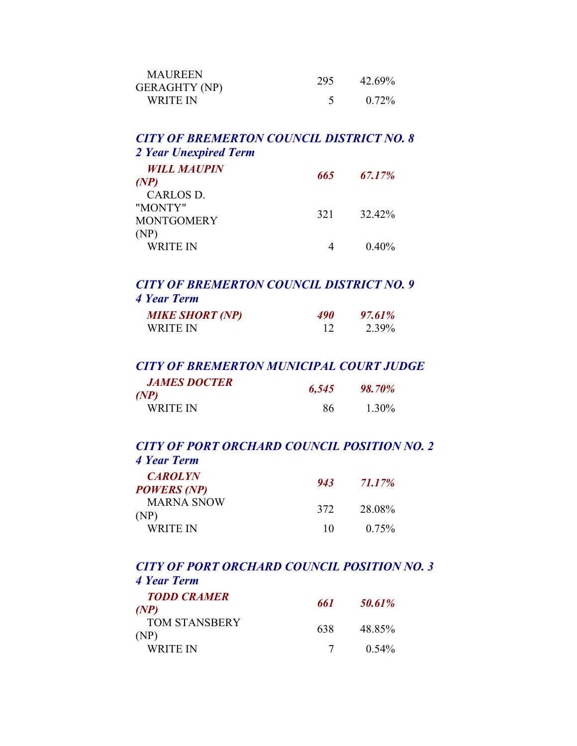| | | |
|---|---|---|
| MAUREEN GERAGHTY (NP) | 295 | 42.69% |
| WRITE IN | 5 | 0.72% |

### *CITY OF BREMERTON COUNCIL DISTRICT NO. 8*
### *2 Year Unexpired Term*

| | | |
|---|---|---|
| ***WILL MAUPIN (NP)*** | ***665*** | ***67.17%*** |
| CARLOS D. "MONTY" MONTGOMERY (NP) | 321 | 32.42% |
| WRITE IN | 4 | 0.40% |

### *CITY OF BREMERTON COUNCIL DISTRICT NO. 9*
### *4 Year Term*

| | | |
|---|---|---|
| ***MIKE SHORT (NP)*** | ***490*** | ***97.61%*** |
| WRITE IN | 12 | 2.39% |

### *CITY OF BREMERTON MUNICIPAL COURT JUDGE*

| | | |
|---|---|---|
| ***JAMES DOCTER (NP)*** | ***6,545*** | ***98.70%*** |
| WRITE IN | 86 | 1.30% |

### *CITY OF PORT ORCHARD COUNCIL POSITION NO. 2*
### *4 Year Term*

| | | |
|---|---|---|
| ***CAROLYN POWERS (NP)*** | ***943*** | ***71.17%*** |
| MARNA SNOW (NP) | 372 | 28.08% |
| WRITE IN | 10 | 0.75% |

### *CITY OF PORT ORCHARD COUNCIL POSITION NO. 3*
### *4 Year Term*

| | | |
|---|---|---|
| ***TODD CRAMER (NP)*** | ***661*** | ***50.61%*** |
| TOM STANSBERY (NP) | 638 | 48.85% |
| WRITE IN | 7 | 0.54% |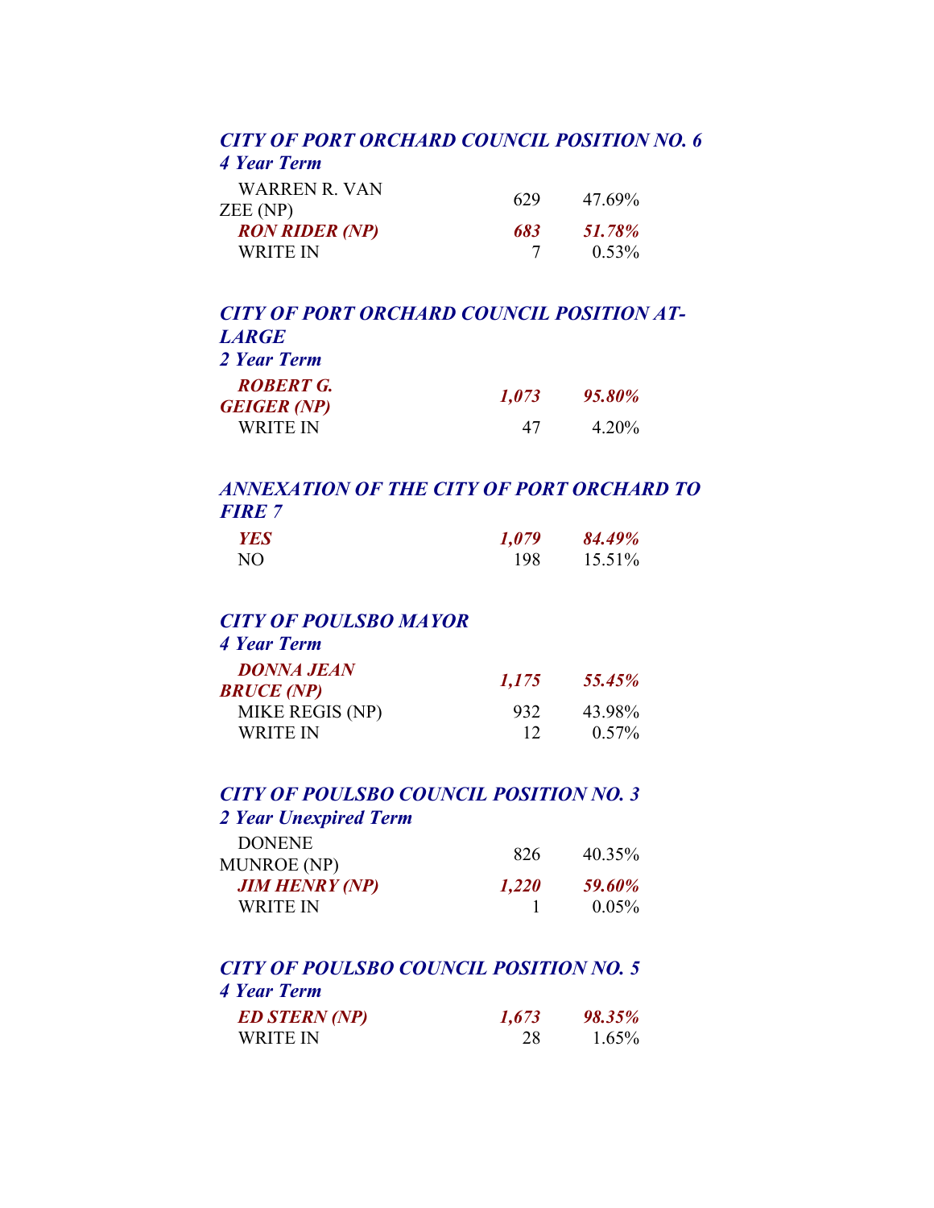### *CITY OF PORT ORCHARD COUNCIL POSITION NO. 6*
***4 Year Term***

| | | |
|---|---|---|
| WARREN R. VAN ZEE (NP) | 629 | 47.69% |
| ***RON RIDER (NP)*** | ***683*** | ***51.78%*** |
| WRITE IN | 7 | 0.53% |

### *CITY OF PORT ORCHARD COUNCIL POSITION AT-LARGE*
***2 Year Term***

| | | |
|---|---|---|
| ***ROBERT G. GEIGER (NP)*** | ***1,073*** | ***95.80%*** |
| WRITE IN | 47 | 4.20% |

### *ANNEXATION OF THE CITY OF PORT ORCHARD TO FIRE 7*

| | | |
|---|---|---|
| ***YES*** | ***1,079*** | ***84.49%*** |
| NO | 198 | 15.51% |

### *CITY OF POULSBO MAYOR*
***4 Year Term***

| | | |
|---|---|---|
| ***DONNA JEAN BRUCE (NP)*** | ***1,175*** | ***55.45%*** |
| MIKE REGIS (NP) | 932 | 43.98% |
| WRITE IN | 12 | 0.57% |

### *CITY OF POULSBO COUNCIL POSITION NO. 3*
***2 Year Unexpired Term***

| | | |
|---|---|---|
| DONENE MUNROE (NP) | 826 | 40.35% |
| ***JIM HENRY (NP)*** | ***1,220*** | ***59.60%*** |
| WRITE IN | 1 | 0.05% |

### *CITY OF POULSBO COUNCIL POSITION NO. 5*
***4 Year Term***

| | | |
|---|---|---|
| ***ED STERN (NP)*** | ***1,673*** | ***98.35%*** |
| WRITE IN | 28 | 1.65% |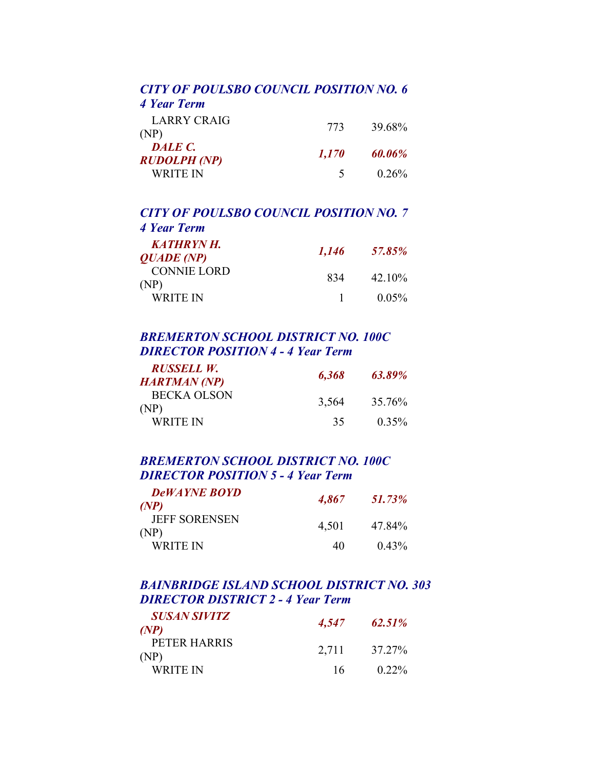### *CITY OF POULSBO COUNCIL POSITION NO. 6*
### *4 Year Term*

| Candidate | Votes | Percent |
|---|---|---|
| LARRY CRAIG (NP) | 773 | 39.68% |
| ***DALE C. RUDOLPH (NP)*** | ***1,170*** | ***60.06%*** |
| WRITE IN | 5 | 0.26% |

### *CITY OF POULSBO COUNCIL POSITION NO. 7*
### *4 Year Term*

| Candidate | Votes | Percent |
|---|---|---|
| ***KATHRYN H. QUADE (NP)*** | ***1,146*** | ***57.85%*** |
| CONNIE LORD (NP) | 834 | 42.10% |
| WRITE IN | 1 | 0.05% |

### *BREMERTON SCHOOL DISTRICT NO. 100C*
### *DIRECTOR POSITION 4 - 4 Year Term*

| Candidate | Votes | Percent |
|---|---|---|
| ***RUSSELL W. HARTMAN (NP)*** | ***6,368*** | ***63.89%*** |
| BECKA OLSON (NP) | 3,564 | 35.76% |
| WRITE IN | 35 | 0.35% |

### *BREMERTON SCHOOL DISTRICT NO. 100C*
### *DIRECTOR POSITION 5 - 4 Year Term*

| Candidate | Votes | Percent |
|---|---|---|
| ***DeWAYNE BOYD (NP)*** | ***4,867*** | ***51.73%*** |
| JEFF SORENSEN (NP) | 4,501 | 47.84% |
| WRITE IN | 40 | 0.43% |

### *BAINBRIDGE ISLAND SCHOOL DISTRICT NO. 303*
### *DIRECTOR DISTRICT 2 - 4 Year Term*

| Candidate | Votes | Percent |
|---|---|---|
| ***SUSAN SIVITZ (NP)*** | ***4,547*** | ***62.51%*** |
| PETER HARRIS (NP) | 2,711 | 37.27% |
| WRITE IN | 16 | 0.22% |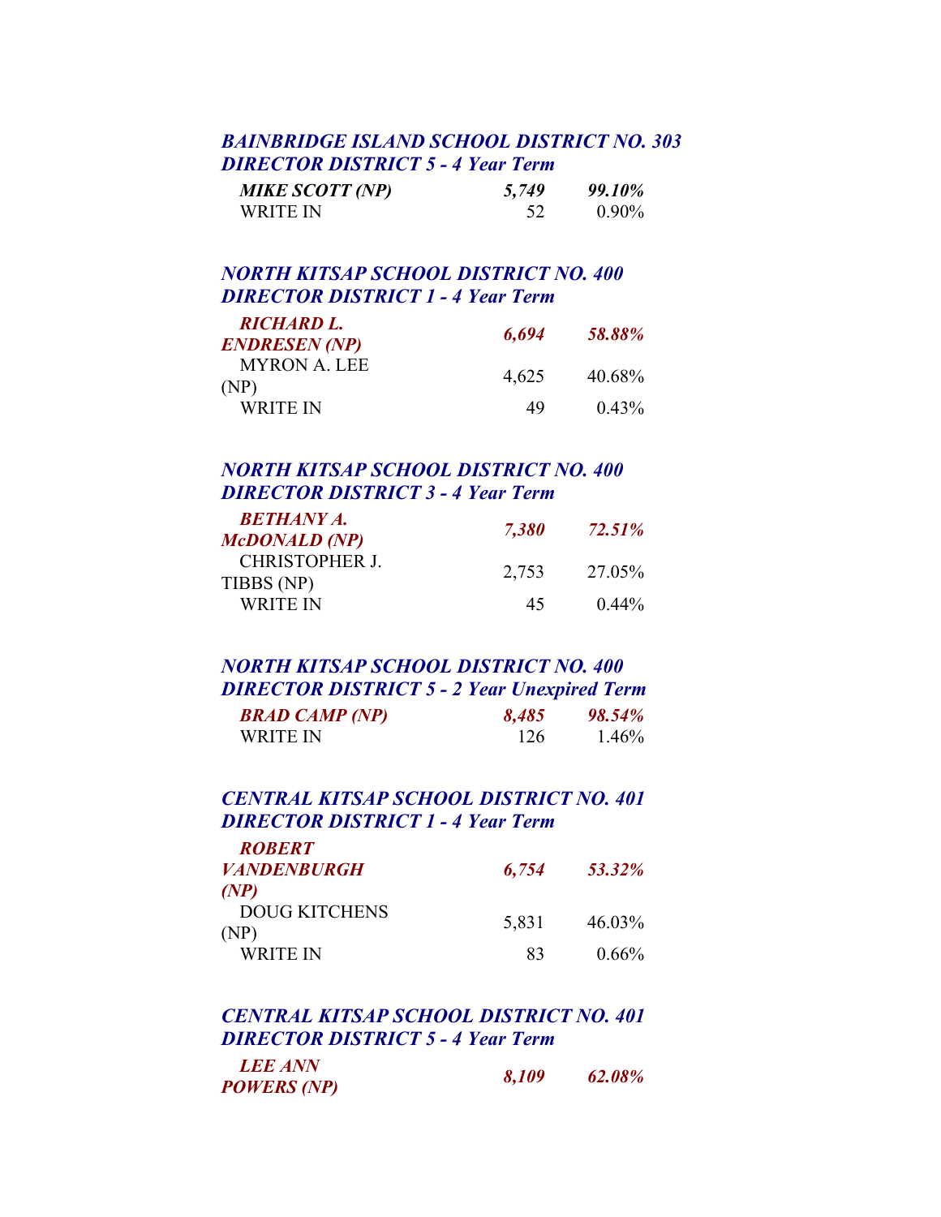### *BAINBRIDGE ISLAND SCHOOL DISTRICT NO. 303*
### *DIRECTOR DISTRICT 5 - 4 Year Term*

| | | |
|---|---|---|
| ***MIKE SCOTT (NP)*** | ***5,749*** | ***99.10%*** |
| WRITE IN | 52 | 0.90% |

### *NORTH KITSAP SCHOOL DISTRICT NO. 400*
### *DIRECTOR DISTRICT 1 - 4 Year Term*

| | | |
|---|---|---|
| ***RICHARD L. ENDRESEN (NP)*** | ***6,694*** | ***58.88%*** |
| MYRON A. LEE (NP) | 4,625 | 40.68% |
| WRITE IN | 49 | 0.43% |

### *NORTH KITSAP SCHOOL DISTRICT NO. 400*
### *DIRECTOR DISTRICT 3 - 4 Year Term*

| | | |
|---|---|---|
| ***BETHANY A. McDONALD (NP)*** | ***7,380*** | ***72.51%*** |
| CHRISTOPHER J. TIBBS (NP) | 2,753 | 27.05% |
| WRITE IN | 45 | 0.44% |

### *NORTH KITSAP SCHOOL DISTRICT NO. 400*
### *DIRECTOR DISTRICT 5 - 2 Year Unexpired Term*

| | | |
|---|---|---|
| ***BRAD CAMP (NP)*** | ***8,485*** | ***98.54%*** |
| WRITE IN | 126 | 1.46% |

### *CENTRAL KITSAP SCHOOL DISTRICT NO. 401*
### *DIRECTOR DISTRICT 1 - 4 Year Term*

| | | |
|---|---|---|
| ***ROBERT VANDENBURGH (NP)*** | ***6,754*** | ***53.32%*** |
| DOUG KITCHENS (NP) | 5,831 | 46.03% |
| WRITE IN | 83 | 0.66% |

### *CENTRAL KITSAP SCHOOL DISTRICT NO. 401*
### *DIRECTOR DISTRICT 5 - 4 Year Term*

| | | |
|---|---|---|
| ***LEE ANN POWERS (NP)*** | ***8,109*** | ***62.08%*** |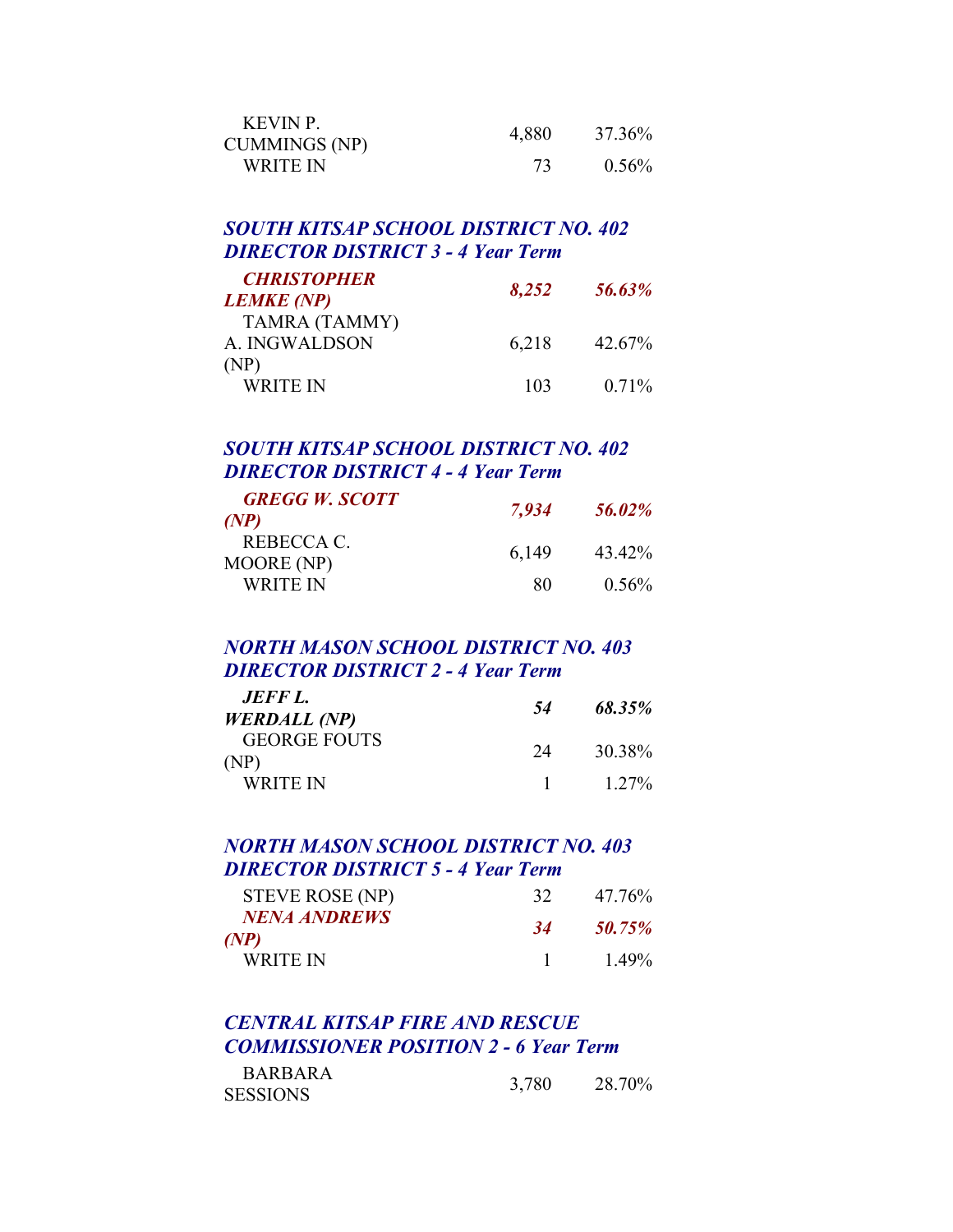| | | |
|---|---|---|
| KEVIN P. CUMMINGS (NP) | 4,880 | 37.36% |
| WRITE IN | 73 | 0.56% |

### *SOUTH KITSAP SCHOOL DISTRICT NO. 402 DIRECTOR DISTRICT 3 - 4 Year Term*

| | | |
|---|---|---|
| ***CHRISTOPHER LEMKE (NP)*** | ***8,252*** | ***56.63%*** |
| TAMRA (TAMMY) A. INGWALDSON (NP) | 6,218 | 42.67% |
| WRITE IN | 103 | 0.71% |

### *SOUTH KITSAP SCHOOL DISTRICT NO. 402 DIRECTOR DISTRICT 4 - 4 Year Term*

| | | |
|---|---|---|
| ***GREGG W. SCOTT (NP)*** | ***7,934*** | ***56.02%*** |
| REBECCA C. MOORE (NP) | 6,149 | 43.42% |
| WRITE IN | 80 | 0.56% |

### *NORTH MASON SCHOOL DISTRICT NO. 403 DIRECTOR DISTRICT 2 - 4 Year Term*

| | | |
|---|---|---|
| ***JEFF L. WERDALL (NP)*** | ***54*** | ***68.35%*** |
| GEORGE FOUTS (NP) | 24 | 30.38% |
| WRITE IN | 1 | 1.27% |

### *NORTH MASON SCHOOL DISTRICT NO. 403 DIRECTOR DISTRICT 5 - 4 Year Term*

| | | |
|---|---|---|
| STEVE ROSE (NP) | 32 | 47.76% |
| ***NENA ANDREWS (NP)*** | ***34*** | ***50.75%*** |
| WRITE IN | 1 | 1.49% |

### *CENTRAL KITSAP FIRE AND RESCUE COMMISSIONER POSITION 2 - 6 Year Term*

| | | |
|---|---|---|
| BARBARA SESSIONS | 3,780 | 28.70% |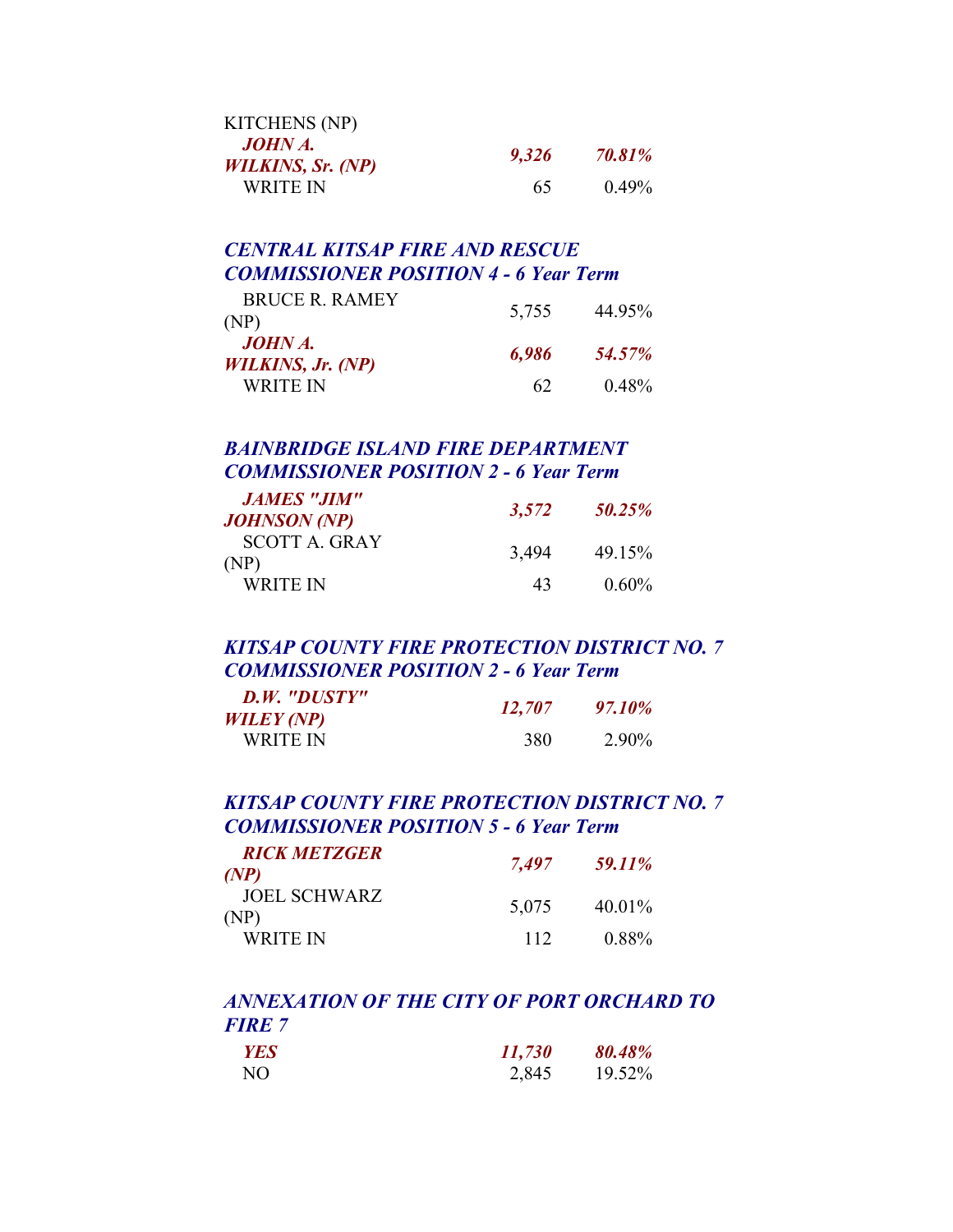| | | |
|---|---|---|
| KITCHENS (NP) | | |
| ***JOHN A. WILKINS, Sr. (NP)*** | ***9,326*** | ***70.81%*** |
| WRITE IN | 65 | 0.49% |

### *CENTRAL KITSAP FIRE AND RESCUE COMMISSIONER POSITION 4 - 6 Year Term*

| | | |
|---|---|---|
| BRUCE R. RAMEY (NP) | 5,755 | 44.95% |
| ***JOHN A. WILKINS, Jr. (NP)*** | ***6,986*** | ***54.57%*** |
| WRITE IN | 62 | 0.48% |

### *BAINBRIDGE ISLAND FIRE DEPARTMENT COMMISSIONER POSITION 2 - 6 Year Term*

| | | |
|---|---|---|
| ***JAMES "JIM" JOHNSON (NP)*** | ***3,572*** | ***50.25%*** |
| SCOTT A. GRAY (NP) | 3,494 | 49.15% |
| WRITE IN | 43 | 0.60% |

### *KITSAP COUNTY FIRE PROTECTION DISTRICT NO. 7 COMMISSIONER POSITION 2 - 6 Year Term*

| | | |
|---|---|---|
| ***D.W. "DUSTY" WILEY (NP)*** | ***12,707*** | ***97.10%*** |
| WRITE IN | 380 | 2.90% |

### *KITSAP COUNTY FIRE PROTECTION DISTRICT NO. 7 COMMISSIONER POSITION 5 - 6 Year Term*

| | | |
|---|---|---|
| ***RICK METZGER (NP)*** | ***7,497*** | ***59.11%*** |
| JOEL SCHWARZ (NP) | 5,075 | 40.01% |
| WRITE IN | 112 | 0.88% |

### *ANNEXATION OF THE CITY OF PORT ORCHARD TO FIRE 7*

| | | |
|---|---|---|
| ***YES*** | ***11,730*** | ***80.48%*** |
| NO | 2,845 | 19.52% |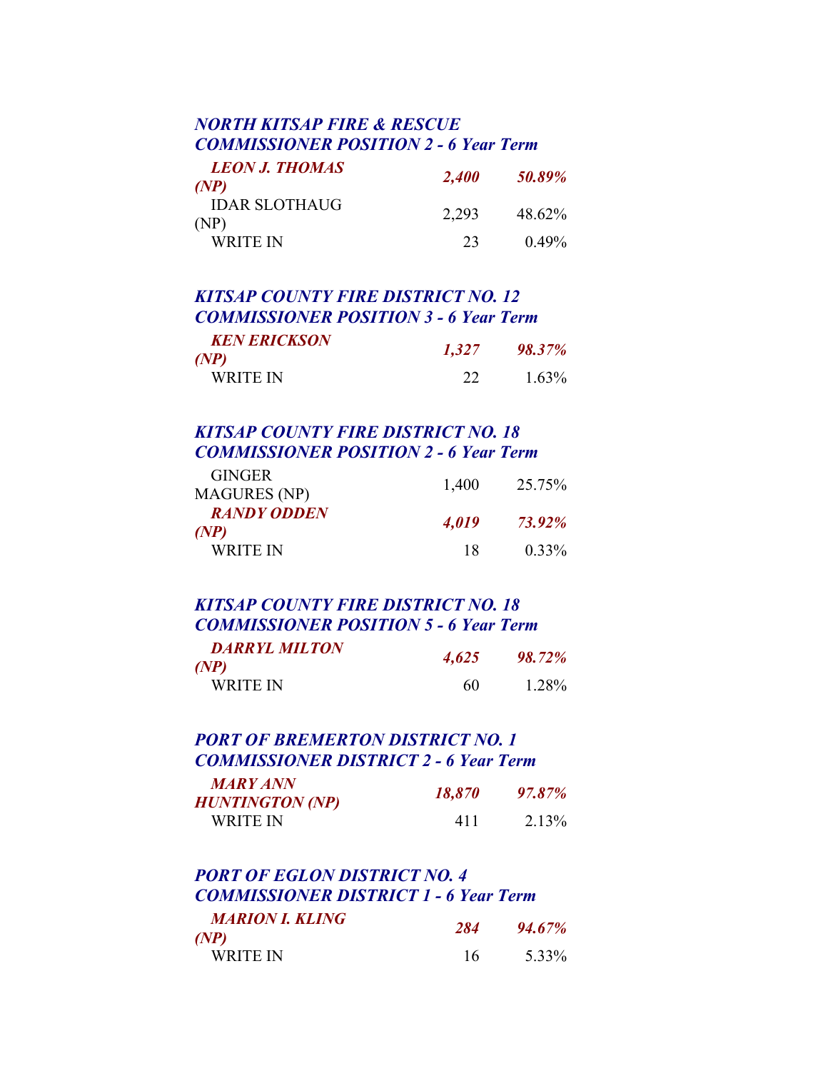### *NORTH KITSAP FIRE & RESCUE COMMISSIONER POSITION 2 - 6 Year Term*

| | | |
|---|---|---|
| ***LEON J. THOMAS (NP)*** | ***2,400*** | ***50.89%*** |
| IDAR SLOTHAUG (NP) | 2,293 | 48.62% |
| WRITE IN | 23 | 0.49% |

### *KITSAP COUNTY FIRE DISTRICT NO. 12 COMMISSIONER POSITION 3 - 6 Year Term*

| | | |
|---|---|---|
| ***KEN ERICKSON (NP)*** | ***1,327*** | ***98.37%*** |
| WRITE IN | 22 | 1.63% |

### *KITSAP COUNTY FIRE DISTRICT NO. 18 COMMISSIONER POSITION 2 - 6 Year Term*

| | | |
|---|---|---|
| GINGER MAGURES (NP) | 1,400 | 25.75% |
| ***RANDY ODDEN (NP)*** | ***4,019*** | ***73.92%*** |
| WRITE IN | 18 | 0.33% |

### *KITSAP COUNTY FIRE DISTRICT NO. 18 COMMISSIONER POSITION 5 - 6 Year Term*

| | | |
|---|---|---|
| ***DARRYL MILTON (NP)*** | ***4,625*** | ***98.72%*** |
| WRITE IN | 60 | 1.28% |

### *PORT OF BREMERTON DISTRICT NO. 1 COMMISSIONER DISTRICT 2 - 6 Year Term*

| | | |
|---|---|---|
| ***MARY ANN HUNTINGTON (NP)*** | ***18,870*** | ***97.87%*** |
| WRITE IN | 411 | 2.13% |

### *PORT OF EGLON DISTRICT NO. 4 COMMISSIONER DISTRICT 1 - 6 Year Term*

| | | |
|---|---|---|
| ***MARION I. KLING (NP)*** | ***284*** | ***94.67%*** |
| WRITE IN | 16 | 5.33% |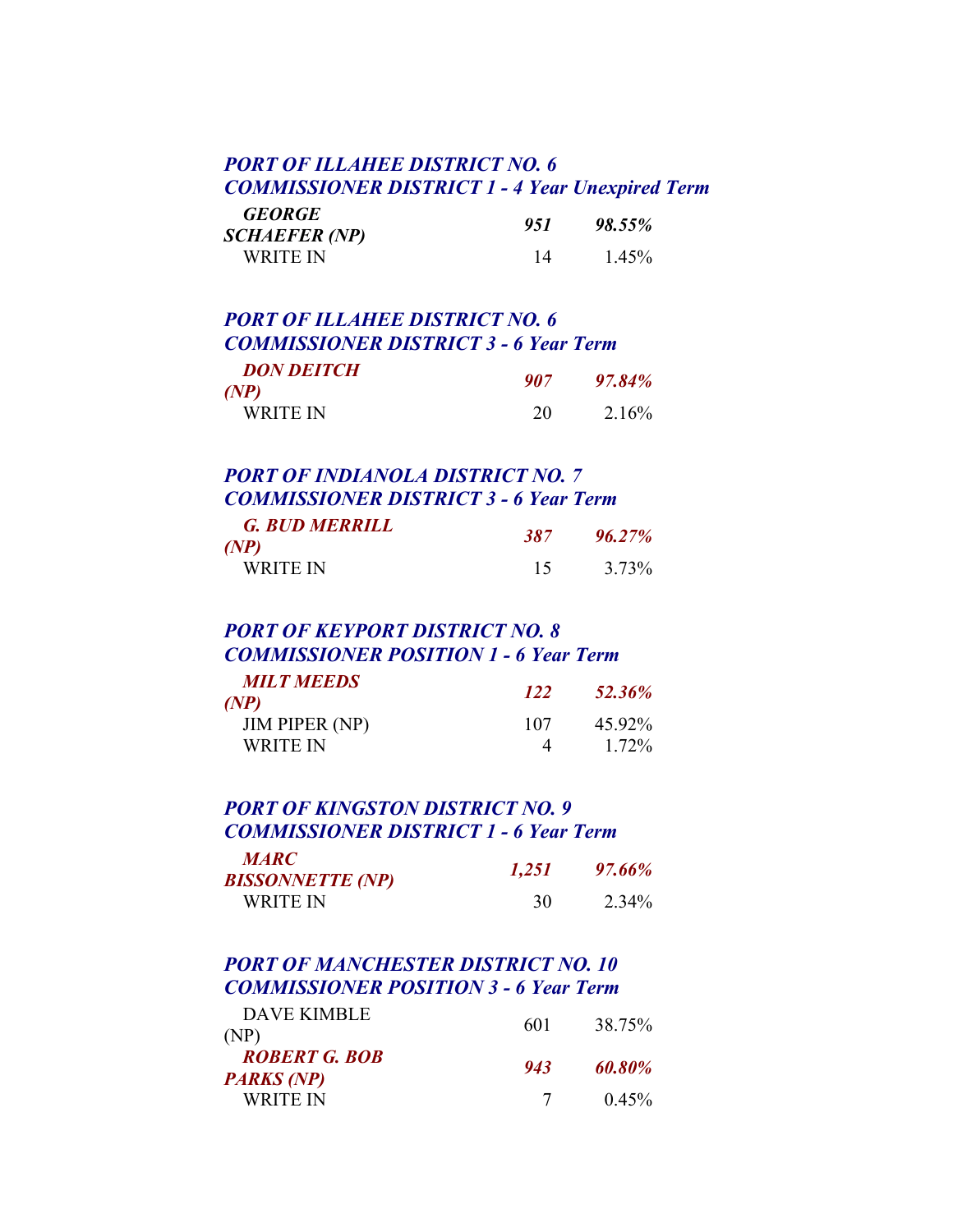### *PORT OF ILLAHEE DISTRICT NO. 6*
### *COMMISSIONER DISTRICT 1 - 4 Year Unexpired Term*

| | | |
|---|---|---|
| ***GEORGE SCHAEFER (NP)*** | ***951*** | ***98.55%*** |
| WRITE IN | 14 | 1.45% |

### *PORT OF ILLAHEE DISTRICT NO. 6*
### *COMMISSIONER DISTRICT 3 - 6 Year Term*

| | | |
|---|---|---|
| ***DON DEITCH (NP)*** | ***907*** | ***97.84%*** |
| WRITE IN | 20 | 2.16% |

### *PORT OF INDIANOLA DISTRICT NO. 7*
### *COMMISSIONER DISTRICT 3 - 6 Year Term*

| | | |
|---|---|---|
| ***G. BUD MERRILL (NP)*** | ***387*** | ***96.27%*** |
| WRITE IN | 15 | 3.73% |

### *PORT OF KEYPORT DISTRICT NO. 8*
### *COMMISSIONER POSITION 1 - 6 Year Term*

| | | |
|---|---|---|
| ***MILT MEEDS (NP)*** | ***122*** | ***52.36%*** |
| JIM PIPER (NP) | 107 | 45.92% |
| WRITE IN | 4 | 1.72% |

### *PORT OF KINGSTON DISTRICT NO. 9*
### *COMMISSIONER DISTRICT 1 - 6 Year Term*

| | | |
|---|---|---|
| ***MARC BISSONNETTE (NP)*** | ***1,251*** | ***97.66%*** |
| WRITE IN | 30 | 2.34% |

### *PORT OF MANCHESTER DISTRICT NO. 10*
### *COMMISSIONER POSITION 3 - 6 Year Term*

| | | |
|---|---|---|
| DAVE KIMBLE (NP) | 601 | 38.75% |
| ***ROBERT G. BOB PARKS (NP)*** | ***943*** | ***60.80%*** |
| WRITE IN | 7 | 0.45% |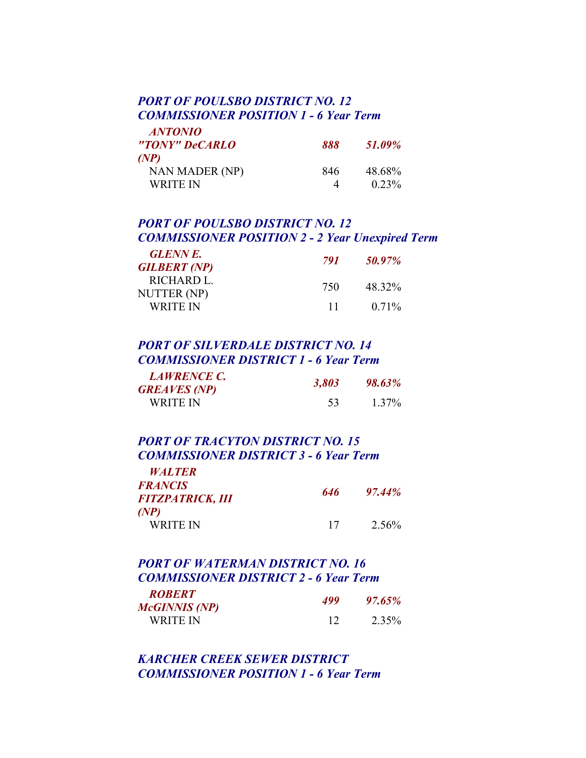### *PORT OF POULSBO DISTRICT NO. 12*
### *COMMISSIONER POSITION 1 - 6 Year Term*

| | | |
|---|---|---|
| ***ANTONIO "TONY" DeCARLO (NP)*** | ***888*** | ***51.09%*** |
| NAN MADER (NP) | 846 | 48.68% |
| WRITE IN | 4 | 0.23% |

### *PORT OF POULSBO DISTRICT NO. 12*
### *COMMISSIONER POSITION 2 - 2 Year Unexpired Term*

| | | |
|---|---|---|
| ***GLENN E. GILBERT (NP)*** | ***791*** | ***50.97%*** |
| RICHARD L. NUTTER (NP) | 750 | 48.32% |
| WRITE IN | 11 | 0.71% |

### *PORT OF SILVERDALE DISTRICT NO. 14*
### *COMMISSIONER DISTRICT 1 - 6 Year Term*

| | | |
|---|---|---|
| ***LAWRENCE C. GREAVES (NP)*** | ***3,803*** | ***98.63%*** |
| WRITE IN | 53 | 1.37% |

### *PORT OF TRACYTON DISTRICT NO. 15*
### *COMMISSIONER DISTRICT 3 - 6 Year Term*

| | | |
|---|---|---|
| ***WALTER FRANCIS FITZPATRICK, III (NP)*** | ***646*** | ***97.44%*** |
| WRITE IN | 17 | 2.56% |

### *PORT OF WATERMAN DISTRICT NO. 16*
### *COMMISSIONER DISTRICT 2 - 6 Year Term*

| | | |
|---|---|---|
| ***ROBERT McGINNIS (NP)*** | ***499*** | ***97.65%*** |
| WRITE IN | 12 | 2.35% |

### *KARCHER CREEK SEWER DISTRICT*
### *COMMISSIONER POSITION 1 - 6 Year Term*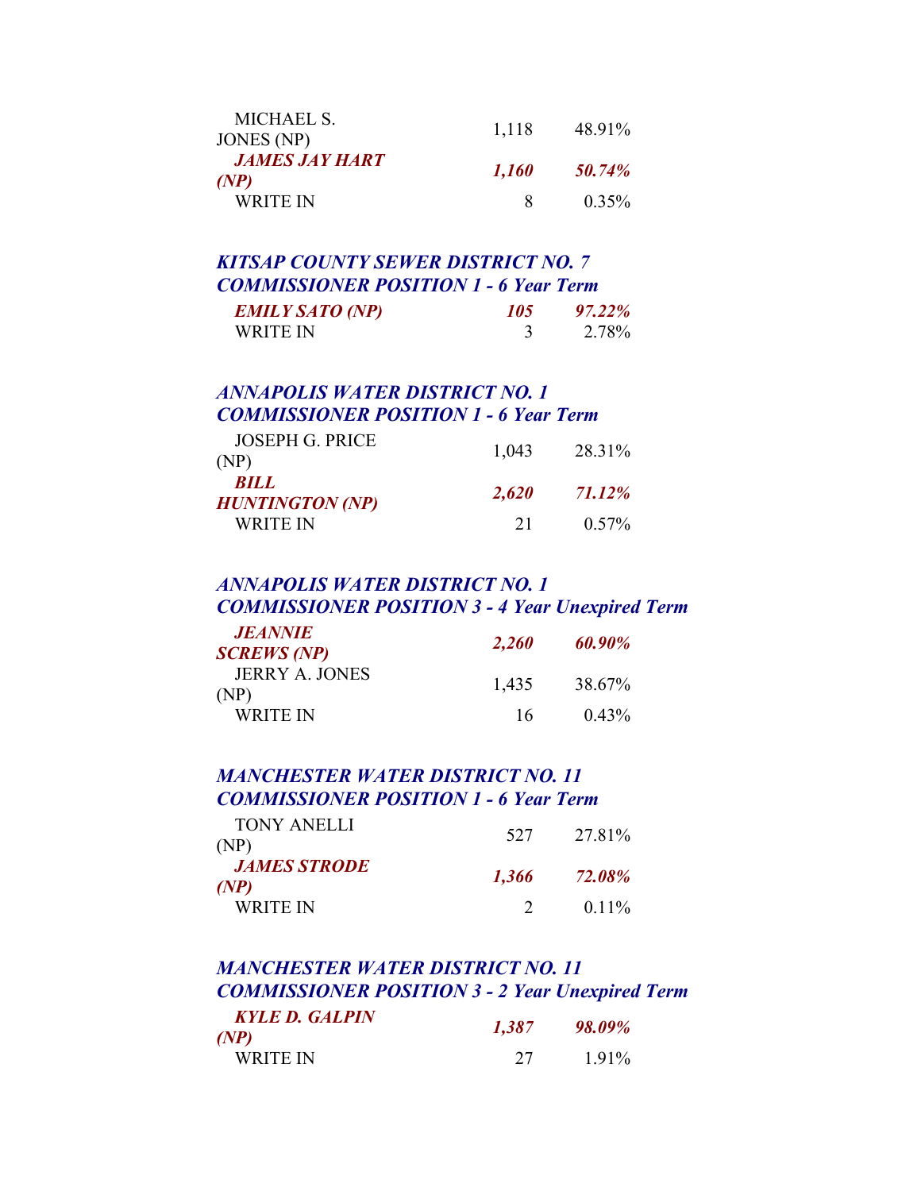| | | |
|---|---|---|
| MICHAEL S. JONES (NP) | 1,118 | 48.91% |
| ***JAMES JAY HART (NP)*** | ***1,160*** | ***50.74%*** |
| WRITE IN | 8 | 0.35% |

### *KITSAP COUNTY SEWER DISTRICT NO. 7*
### *COMMISSIONER POSITION 1 - 6 Year Term*

| | | |
|---|---|---|
| ***EMILY SATO (NP)*** | ***105*** | ***97.22%*** |
| WRITE IN | 3 | 2.78% |

### *ANNAPOLIS WATER DISTRICT NO. 1*
### *COMMISSIONER POSITION 1 - 6 Year Term*

| | | |
|---|---|---|
| JOSEPH G. PRICE (NP) | 1,043 | 28.31% |
| ***BILL HUNTINGTON (NP)*** | ***2,620*** | ***71.12%*** |
| WRITE IN | 21 | 0.57% |

### *ANNAPOLIS WATER DISTRICT NO. 1*
### *COMMISSIONER POSITION 3 - 4 Year Unexpired Term*

| | | |
|---|---|---|
| ***JEANNIE SCREWS (NP)*** | ***2,260*** | ***60.90%*** |
| JERRY A. JONES (NP) | 1,435 | 38.67% |
| WRITE IN | 16 | 0.43% |

### *MANCHESTER WATER DISTRICT NO. 11*
### *COMMISSIONER POSITION 1 - 6 Year Term*

| | | |
|---|---|---|
| TONY ANELLI (NP) | 527 | 27.81% |
| ***JAMES STRODE (NP)*** | ***1,366*** | ***72.08%*** |
| WRITE IN | 2 | 0.11% |

### *MANCHESTER WATER DISTRICT NO. 11*
### *COMMISSIONER POSITION 3 - 2 Year Unexpired Term*

| | | |
|---|---|---|
| ***KYLE D. GALPIN (NP)*** | ***1,387*** | ***98.09%*** |
| WRITE IN | 27 | 1.91% |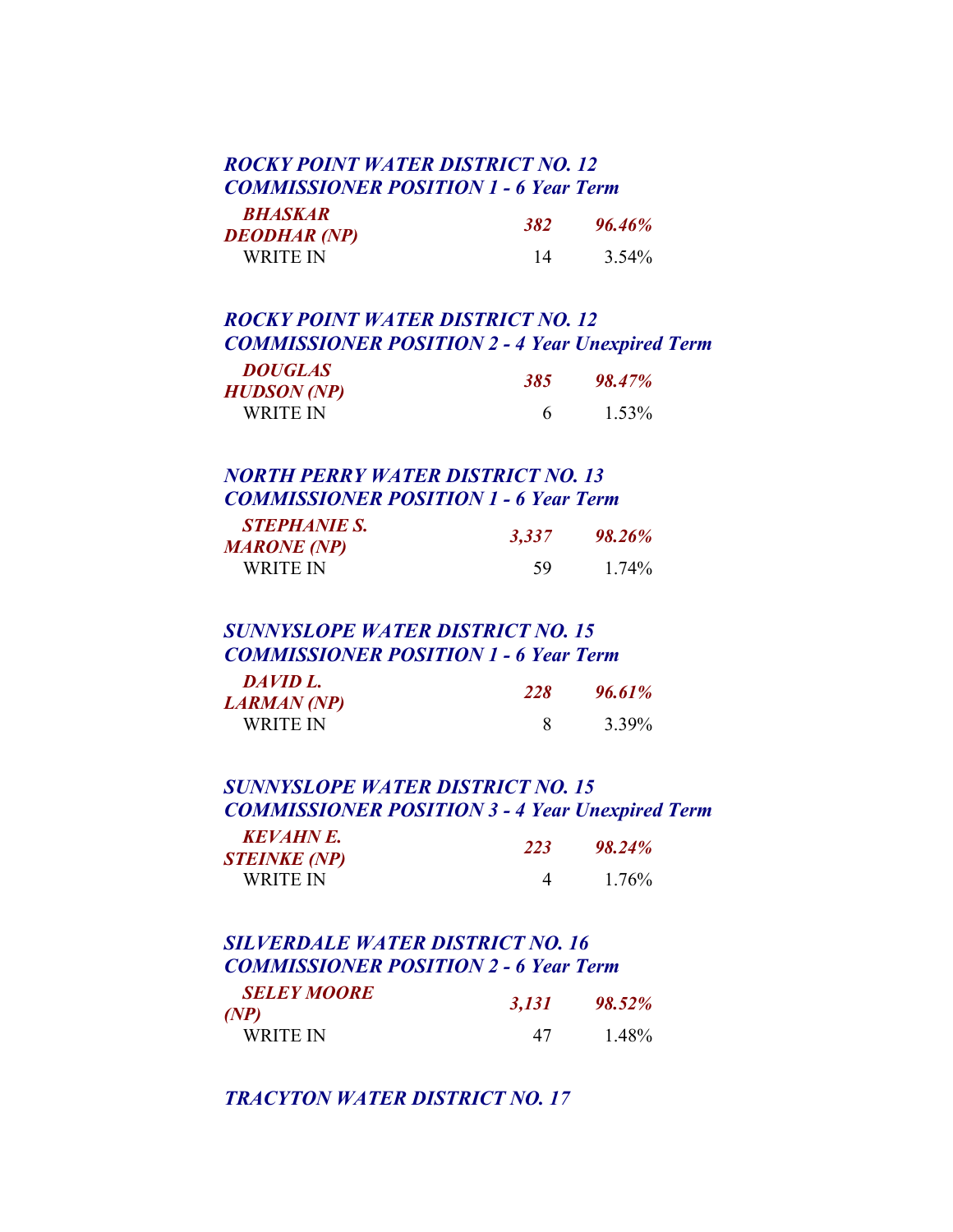### ROCKY POINT WATER DISTRICT NO. 12
### COMMISSIONER POSITION 1 - 6 Year Term

| | | |
|---|---|---|
| ***BHASKAR DEODHAR (NP)*** | ***382*** | ***96.46%*** |
| WRITE IN | 14 | 3.54% |

### ROCKY POINT WATER DISTRICT NO. 12
### COMMISSIONER POSITION 2 - 4 Year Unexpired Term

| | | |
|---|---|---|
| ***DOUGLAS HUDSON (NP)*** | ***385*** | ***98.47%*** |
| WRITE IN | 6 | 1.53% |

### NORTH PERRY WATER DISTRICT NO. 13
### COMMISSIONER POSITION 1 - 6 Year Term

| | | |
|---|---|---|
| ***STEPHANIE S. MARONE (NP)*** | ***3,337*** | ***98.26%*** |
| WRITE IN | 59 | 1.74% |

### SUNNYSLOPE WATER DISTRICT NO. 15
### COMMISSIONER POSITION 1 - 6 Year Term

| | | |
|---|---|---|
| ***DAVID L. LARMAN (NP)*** | ***228*** | ***96.61%*** |
| WRITE IN | 8 | 3.39% |

### SUNNYSLOPE WATER DISTRICT NO. 15
### COMMISSIONER POSITION 3 - 4 Year Unexpired Term

| | | |
|---|---|---|
| ***KEVAHN E. STEINKE (NP)*** | ***223*** | ***98.24%*** |
| WRITE IN | 4 | 1.76% |

### SILVERDALE WATER DISTRICT NO. 16
### COMMISSIONER POSITION 2 - 6 Year Term

| | | |
|---|---|---|
| ***SELEY MOORE (NP)*** | ***3,131*** | ***98.52%*** |
| WRITE IN | 47 | 1.48% |

### TRACYTON WATER DISTRICT NO. 17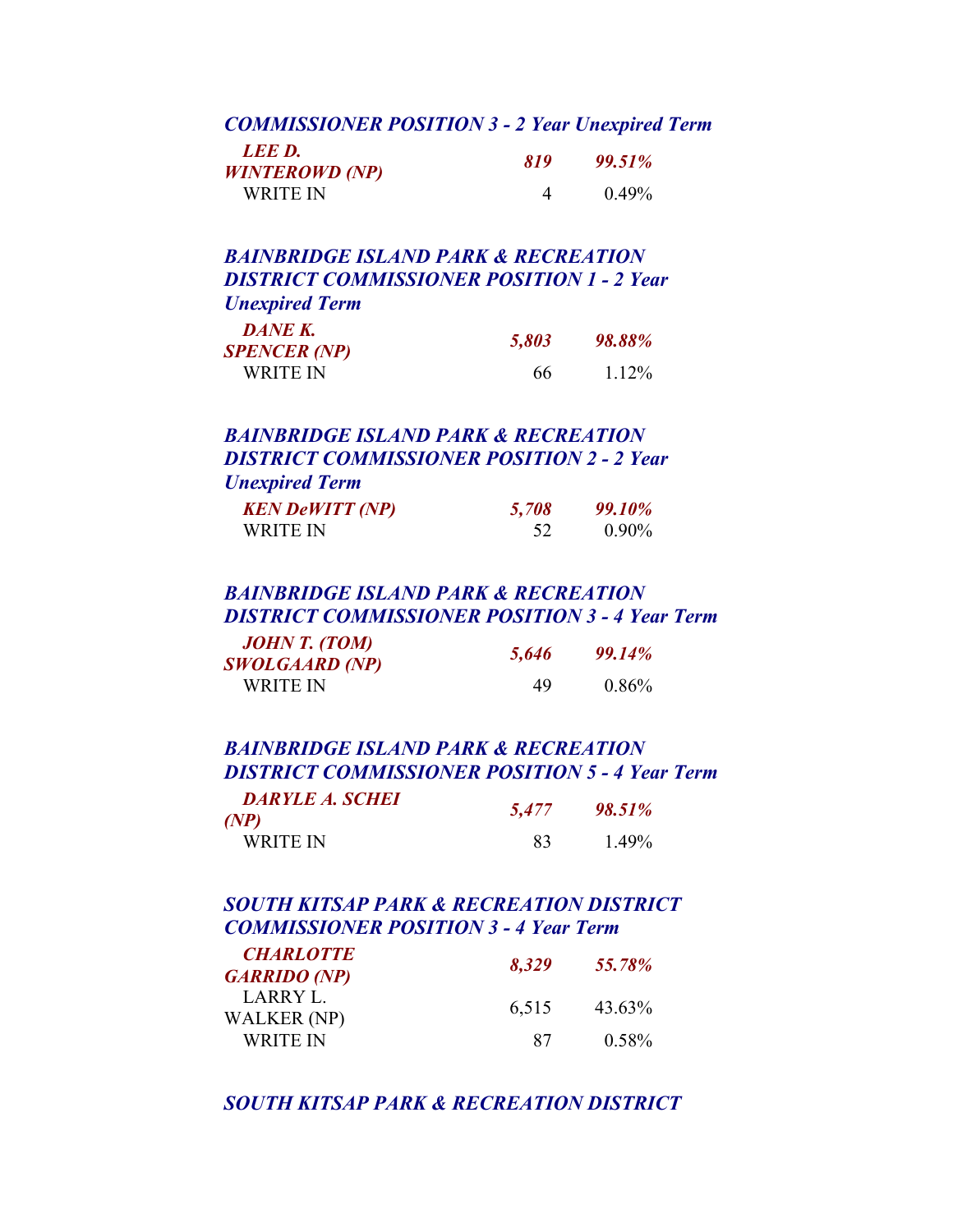### *COMMISSIONER POSITION 3 - 2 Year Unexpired Term*

| | | |
|---|---|---|
| ***LEE D. WINTEROWD (NP)*** | ***819*** | ***99.51%*** |
| WRITE IN | 4 | 0.49% |

### *BAINBRIDGE ISLAND PARK & RECREATION DISTRICT COMMISSIONER POSITION 1 - 2 Year Unexpired Term*

| | | |
|---|---|---|
| ***DANE K. SPENCER (NP)*** | ***5,803*** | ***98.88%*** |
| WRITE IN | 66 | 1.12% |

### *BAINBRIDGE ISLAND PARK & RECREATION DISTRICT COMMISSIONER POSITION 2 - 2 Year Unexpired Term*

| | | |
|---|---|---|
| ***KEN DeWITT (NP)*** | ***5,708*** | ***99.10%*** |
| WRITE IN | 52 | 0.90% |

### *BAINBRIDGE ISLAND PARK & RECREATION DISTRICT COMMISSIONER POSITION 3 - 4 Year Term*

| | | |
|---|---|---|
| ***JOHN T. (TOM) SWOLGAARD (NP)*** | ***5,646*** | ***99.14%*** |
| WRITE IN | 49 | 0.86% |

### *BAINBRIDGE ISLAND PARK & RECREATION DISTRICT COMMISSIONER POSITION 5 - 4 Year Term*

| | | |
|---|---|---|
| ***DARYLE A. SCHEI (NP)*** | ***5,477*** | ***98.51%*** |
| WRITE IN | 83 | 1.49% |

### *SOUTH KITSAP PARK & RECREATION DISTRICT COMMISSIONER POSITION 3 - 4 Year Term*

| | | |
|---|---|---|
| ***CHARLOTTE GARRIDO (NP)*** | ***8,329*** | ***55.78%*** |
| LARRY L. WALKER (NP) | 6,515 | 43.63% |
| WRITE IN | 87 | 0.58% |

### *SOUTH KITSAP PARK & RECREATION DISTRICT*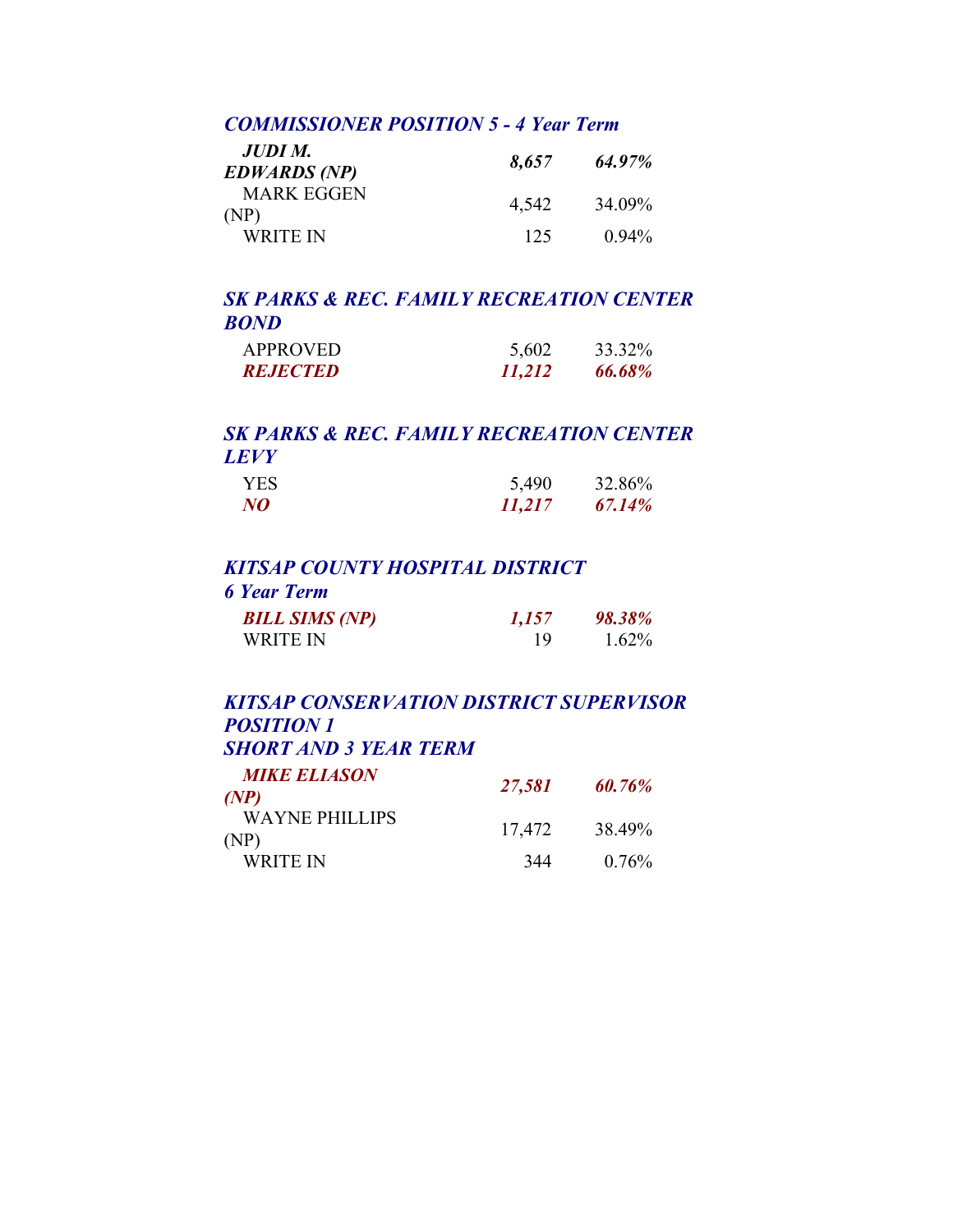### *COMMISSIONER POSITION 5 - 4 Year Term*

| | | |
|---|---|---|
| ***JUDI M. EDWARDS (NP)*** | ***8,657*** | ***64.97%*** |
| MARK EGGEN (NP) | 4,542 | 34.09% |
| WRITE IN | 125 | 0.94% |

### *SK PARKS & REC. FAMILY RECREATION CENTER BOND*

| | | |
|---|---|---|
| APPROVED | 5,602 | 33.32% |
| ***REJECTED*** | ***11,212*** | ***66.68%*** |

### *SK PARKS & REC. FAMILY RECREATION CENTER LEVY*

| | | |
|---|---|---|
| YES | 5,490 | 32.86% |
| ***NO*** | ***11,217*** | ***67.14%*** |

### *KITSAP COUNTY HOSPITAL DISTRICT*
### *6 Year Term*

| | | |
|---|---|---|
| ***BILL SIMS (NP)*** | ***1,157*** | ***98.38%*** |
| WRITE IN | 19 | 1.62% |

### *KITSAP CONSERVATION DISTRICT SUPERVISOR POSITION 1*
### *SHORT AND 3 YEAR TERM*

| | | |
|---|---|---|
| ***MIKE ELIASON (NP)*** | ***27,581*** | ***60.76%*** |
| WAYNE PHILLIPS (NP) | 17,472 | 38.49% |
| WRITE IN | 344 | 0.76% |